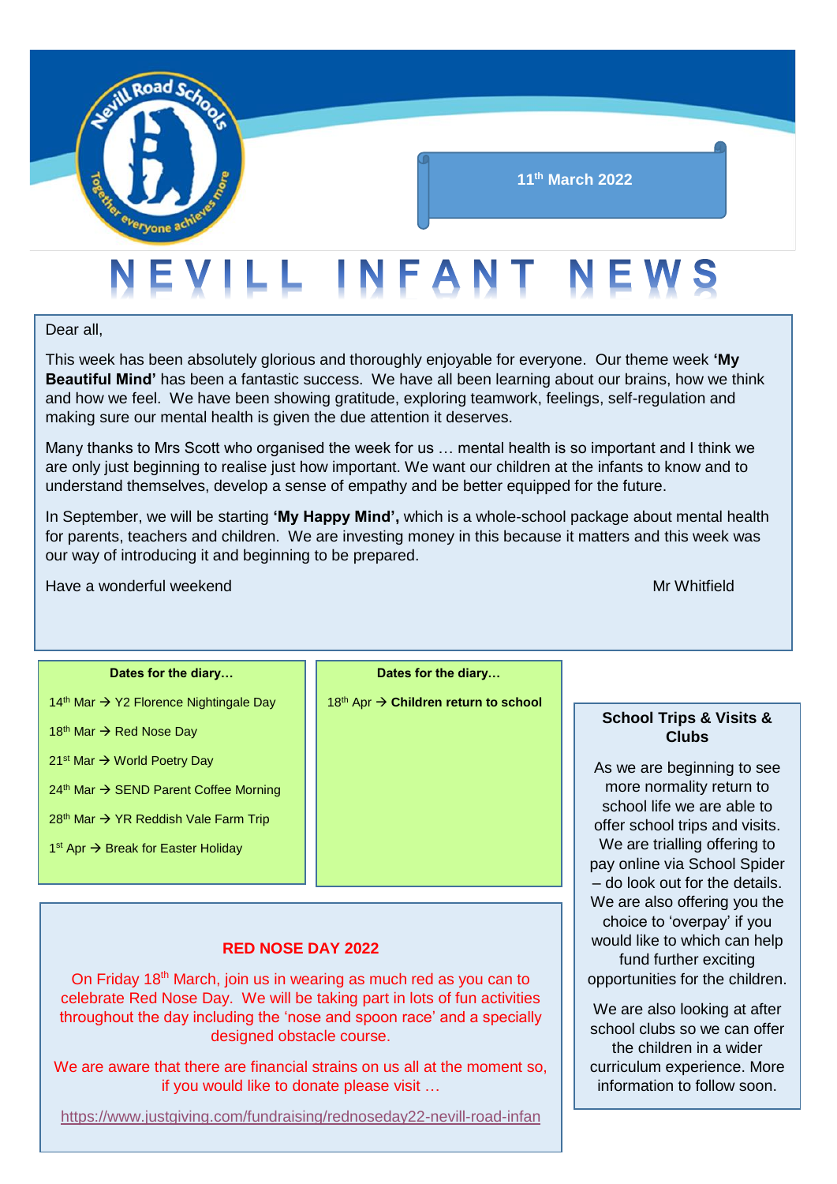11th March 2022

# NEVILL INFANT NEWS

Dear all,

This week has been absolutely glorious and thoroughly enjoyable for everyone. Our theme week **'My Beautiful Mind'** has been a fantastic success. We have all been learning about our brains, how we think and how we feel. We have been showing gratitude, exploring teamwork, feelings, self-regulation and making sure our mental health is given the due attention it deserves.

Many thanks to Mrs Scott who organised the week for us … mental health is so important and I think we are only just beginning to realise just how important. We want our children at the infants to know and to understand themselves, develop a sense of empathy and be better equipped for the future.

In September, we will be starting **'My Happy Mind',** which is a whole-school package about mental health for parents, teachers and children. We are investing money in this because it matters and this week was our way of introducing it and beginning to be prepared.

Have a wonderful weekend

Mr Whitfield

**Dates for the diary…**

- 14th Mar → Y2 Florence Nightingale Day
- 18th Mar → Red Nose Day
- 21st Mar → World Poetry Day
- 24th Mar → SEND Parent Coffee Morning
- 28th Mar → YR Reddish Vale Farm Trip
- 1st Apr → Break for Easter Holiday

**Dates for the diary…**

- 18th Apr → **Children return to school**

## RED NOSE DAY 2022

On Friday 18th March, join us in wearing as much red as you can to celebrate Red Nose Day. We will be taking part in lots of fun activities throughout the day including the 'nose and spoon race' and a specially designed obstacle course.

We are aware that there are financial strains on us all at the moment so, if you would like to donate please visit …

https://www.justgiving.com/fundraising/rednoseday22-nevill-road-infan

## School Trips & Visits & Clubs

As we are beginning to see more normality return to school life we are able to offer school trips and visits. We are trialling offering to pay online via School Spider – do look out for the details. We are also offering you the choice to 'overpay' if you would like to which can help fund further exciting opportunities for the children.

We are also looking at after school clubs so we can offer the children in a wider curriculum experience. More information to follow soon.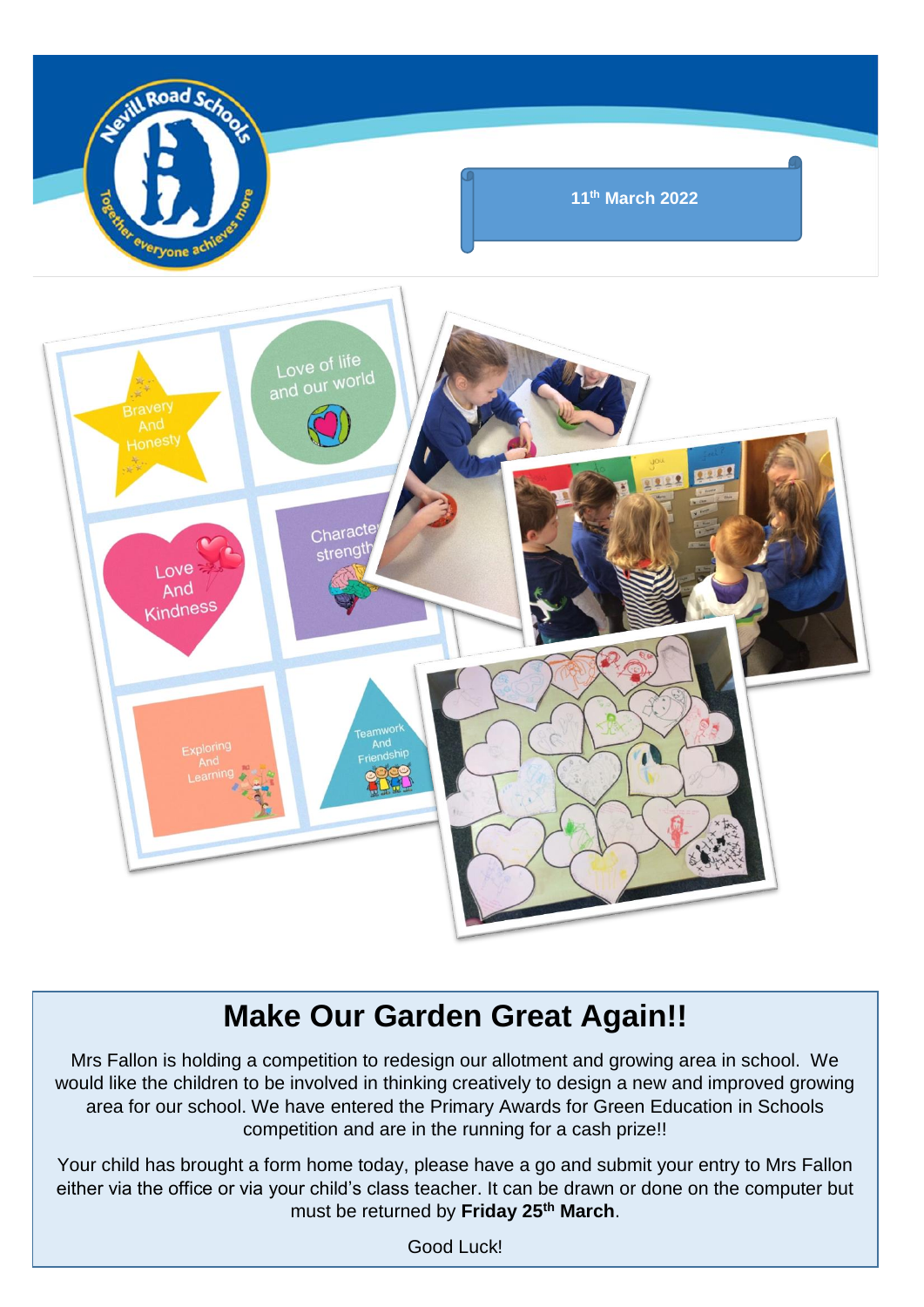11th March 2022

## Make Our Garden Great Again!!

Mrs Fallon is holding a competition to redesign our allotment and growing area in school. We would like the children to be involved in thinking creatively to design a new and improved growing area for our school. We have entered the Primary Awards for Green Education in Schools competition and are in the running for a cash prize!!

Your child has brought a form home today, please have a go and submit your entry to Mrs Fallon either via the office or via your child's class teacher. It can be drawn or done on the computer but must be returned by **Friday 25th March**.

Good Luck!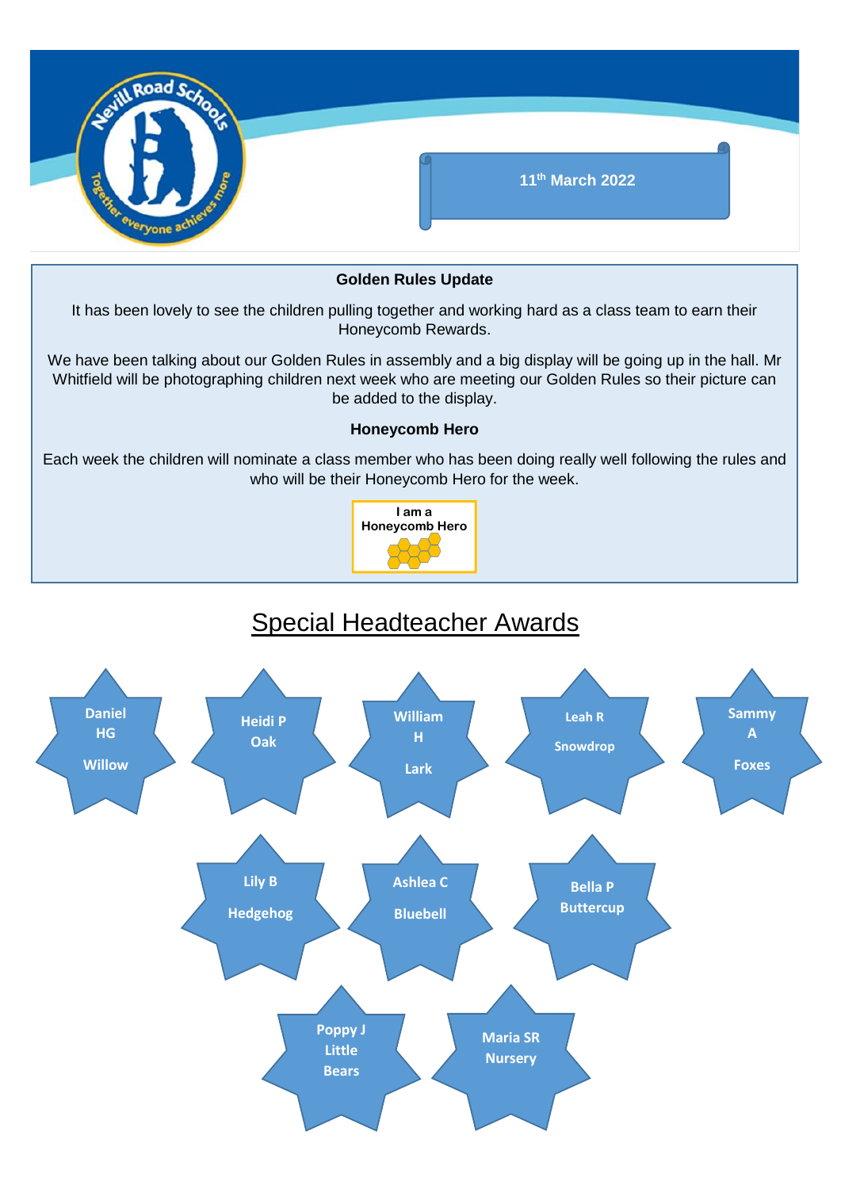11th March 2022

## Golden Rules Update

It has been lovely to see the children pulling together and working hard as a class team to earn their Honeycomb Rewards.

We have been talking about our Golden Rules in assembly and a big display will be going up in the hall. Mr Whitfield will be photographing children next week who are meeting our Golden Rules so their picture can be added to the display.

## Honeycomb Hero

Each week the children will nominate a class member who has been doing really well following the rules and who will be their Honeycomb Hero for the week.

I am a Honeycomb Hero

# Special Headteacher Awards

- Daniel HG – Willow
- Heidi P – Oak
- William H – Lark
- Leah R – Snowdrop
- Sammy A – Foxes
- Lily B – Hedgehog
- Ashlea C – Bluebell
- Bella P – Buttercup
- Poppy J – Little Bears
- Maria SR – Nursery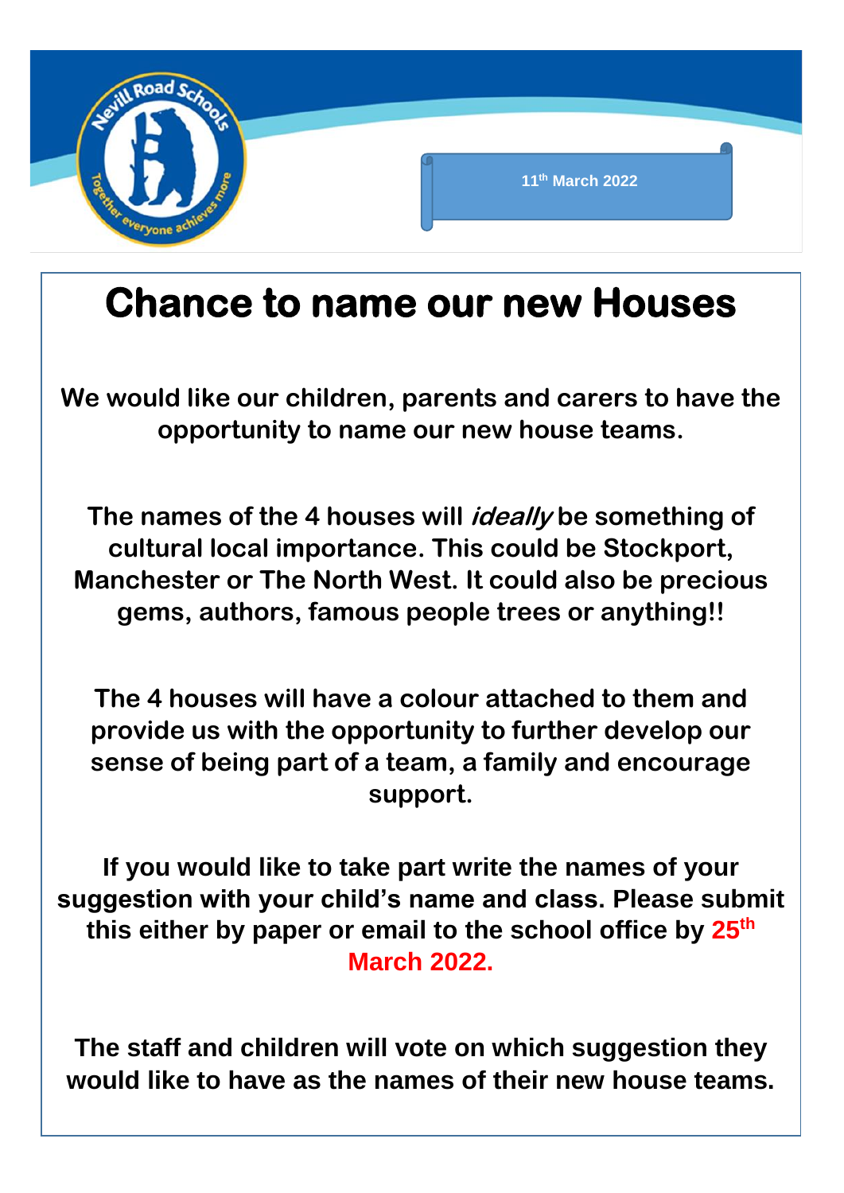11th March 2022

# Chance to name our new Houses

**We would like our children, parents and carers to have the opportunity to name our new house teams.**

**The names of the 4 houses will *ideally* be something of cultural local importance. This could be Stockport, Manchester or The North West. It could also be precious gems, authors, famous people trees or anything!!**

**The 4 houses will have a colour attached to them and provide us with the opportunity to further develop our sense of being part of a team, a family and encourage support.**

**If you would like to take part write the names of your suggestion with your child's name and class. Please submit this either by paper or email to the school office by 25th March 2022.**

**The staff and children will vote on which suggestion they would like to have as the names of their new house teams.**